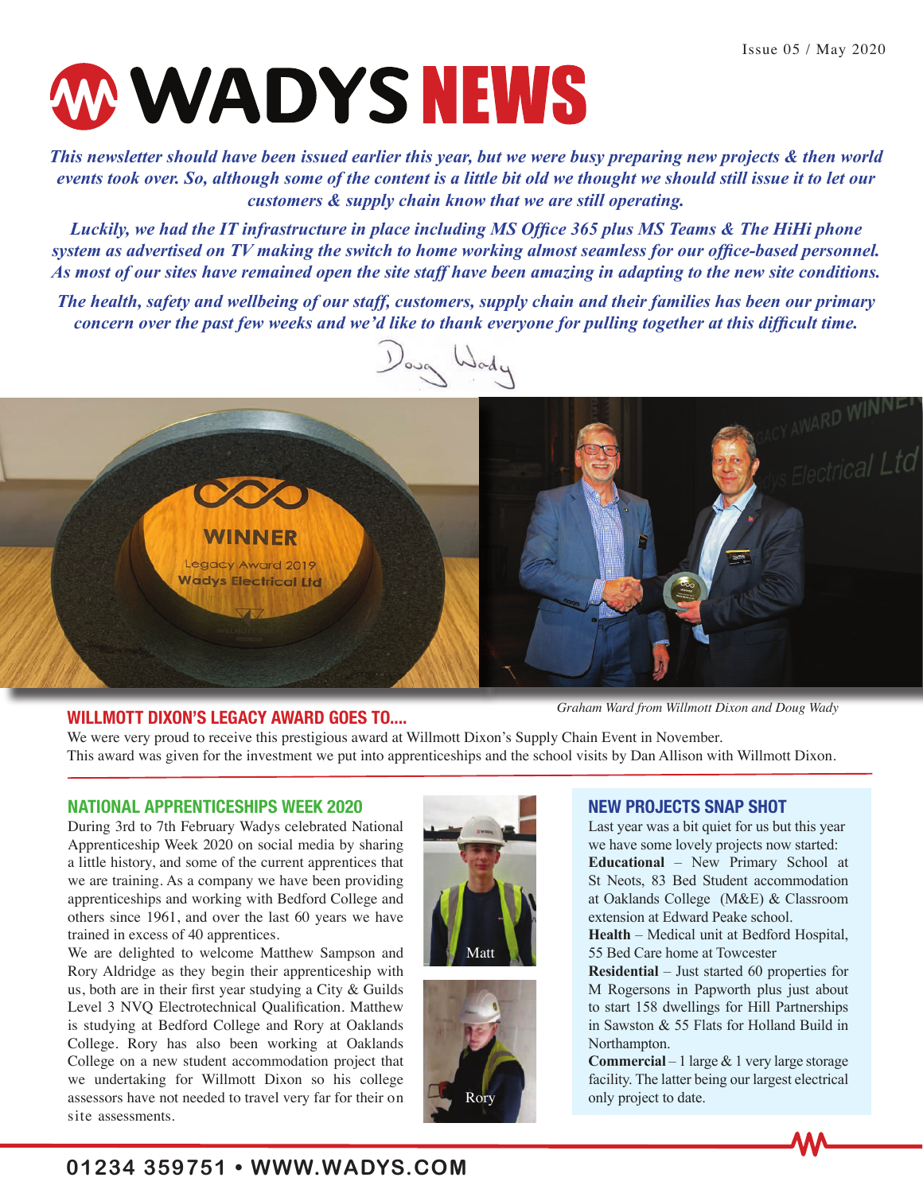# WADYS NEWS

Issue 05 / May 2020

*This newsletter should have been issued earlier this year, but we were busy preparing new projects & then world events took over. So, although some of the content is a little bit old we thought we should still issue it to let our customers & supply chain know that we are still operating.*

*Luckily, we had the IT infrastructure in place including MS Office 365 plus MS Teams & The HiHi phone system as advertised on TV making the switch to home working almost seamless for our office-based personnel. As most of our sites have remained open the site staff have been amazing in adapting to the new site conditions.*

*The health, safety and wellbeing of our staff, customers, supply chain and their families has been our primary concern over the past few weeks and we'd like to thank everyone for pulling together at this difficult time.*

Doug Wady

*Graham Ward from Willmott Dixon and Doug Wady*

## WILLMOTT DIXON'S LEGACY AWARD GOES TO....

We were very proud to receive this prestigious award at Willmott Dixon's Supply Chain Event in November. This award was given for the investment we put into apprenticeships and the school visits by Dan Allison with Willmott Dixon.

## NATIONAL APPRENTICESHIPS WEEK 2020

During 3rd to 7th February Wadys celebrated National Apprenticeship Week 2020 on social media by sharing a little history, and some of the current apprentices that we are training. As a company we have been providing apprenticeships and working with Bedford College and others since 1961, and over the last 60 years we have trained in excess of 40 apprentices.

We are delighted to welcome Matthew Sampson and Rory Aldridge as they begin their apprenticeship with us, both are in their first year studying a City & Guilds Level 3 NVQ Electrotechnical Qualification. Matthew is studying at Bedford College and Rory at Oaklands College. Rory has also been working at Oaklands College on a new student accommodation project that we undertaking for Willmott Dixon so his college assessors have not needed to travel very far for their on site assessments.

Matt

Rory

## NEW PROJECTS SNAP SHOT

Last year was a bit quiet for us but this year we have some lovely projects now started:

**Educational** – New Primary School at St Neots, 83 Bed Student accommodation at Oaklands College (M&E) & Classroom extension at Edward Peake school.

**Health** – Medical unit at Bedford Hospital, 55 Bed Care home at Towcester

**Residential** – Just started 60 properties for M Rogersons in Papworth plus just about to start 158 dwellings for Hill Partnerships in Sawston & 55 Flats for Holland Build in Northampton.

**Commercial** – 1 large & 1 very large storage facility. The latter being our largest electrical only project to date.

01234 359751 • WWW.WADYS.COM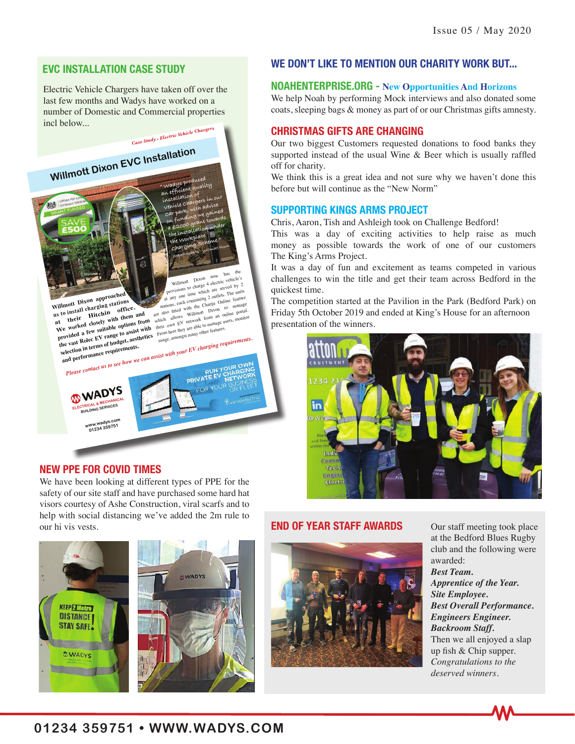## EVC INSTALLATION CASE STUDY

Electric Vehicle Chargers have taken off over the last few months and Wadys have worked on a number of Domestic and Commercial properties incl below...

*Case Study - Electric Vehicle Chargers*

### Willmott Dixon EVC Installation

"Wadys produced an efficient quality installation of vehicle chargers in our car park, with advice on funding we gained a £2000 grant towards the installation under the Workplace Charging Scheme."

Steven Roberts - Willmott Dixon

**Willmott Dixon approached us to install charging stations at their Hitchin office. We worked closely with them and provided a few suitable options from the vast Rolec EV range to assist with selection in terms of budget, aesthetics and performance requirements.**

Willmott Dixon now has the provisions to charge 4 electric vehicle's at any one time which are served by 2 stations, each containing 2 outlets. The units are also fitted with the Charge Online feature which allows Willmott Dixon to manage their own EV network from an online portal. From here they are able to manage users, monitor usage, amongst many other features.

*Please contact us to see how we can assist with your EV charging requirements.*

WADYS ELECTRICAL & MECHANICAL BUILDING SERVICES

www.wadys.com
01234 359751

RUN YOUR OWN PRIVATE EV CHARGING NETWORK FOR YOUR BUSINESS OR FLEET

## NEW PPE FOR COVID TIMES

We have been looking at different types of PPE for the safety of our site staff and have purchased some hard hat visors courtesy of Ashe Construction, viral scarfs and to help with social distancing we've added the 2m rule to our hi vis vests.

## WE DON'T LIKE TO MENTION OUR CHARITY WORK BUT...

### NOAHENTERPRISE.ORG - New Opportunities And Horizons

We help Noah by performing Mock interviews and also donated some coats, sleeping bags & money as part of or our Christmas gifts amnesty.

### CHRISTMAS GIFTS ARE CHANGING

Our two biggest Customers requested donations to food banks they supported instead of the usual Wine & Beer which is usually raffled off for charity.

We think this is a great idea and not sure why we haven't done this before but will continue as the "New Norm"

### SUPPORTING KINGS ARMS PROJECT

Chris, Aaron, Tish and Ashleigh took on Challenge Bedford!

This was a day of exciting activities to help raise as much money as possible towards the work of one of our customers The King's Arms Project.

It was a day of fun and excitement as teams competed in various challenges to win the title and get their team across Bedford in the quickest time.

The competition started at the Pavilion in the Park (Bedford Park) on Friday 5th October 2019 and ended at King's House for an afternoon presentation of the winners.

## END OF YEAR STAFF AWARDS

Our staff meeting took place at the Bedford Blues Rugby club and the following were awarded:

***Best Team.***
***Apprentice of the Year.***
***Site Employee.***
***Best Overall Performance.***
***Engineers Engineer.***
***Backroom Staff.***

Then we all enjoyed a slap up fish & Chip supper.

*Congratulations to the deserved winners.*

01234 359751 • WWW.WADYS.COM